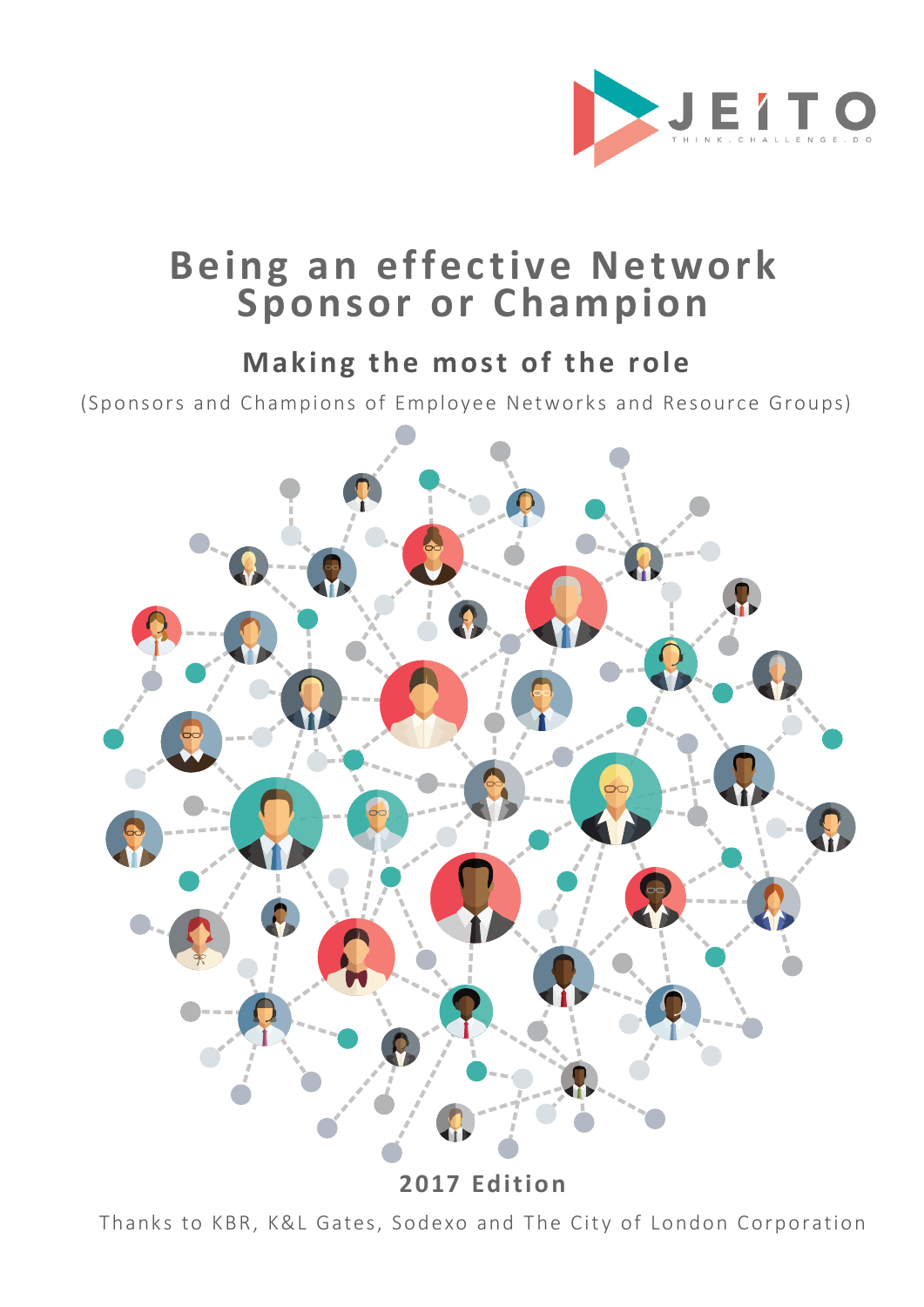JEITO

THINK.CHALLENGE.DO

# Being an effective Network Sponsor or Champion

## Making the most of the role

(Sponsors and Champions of Employee Networks and Resource Groups)

**2017 Edition**

Thanks to KBR, K&L Gates, Sodexo and The City of London Corporation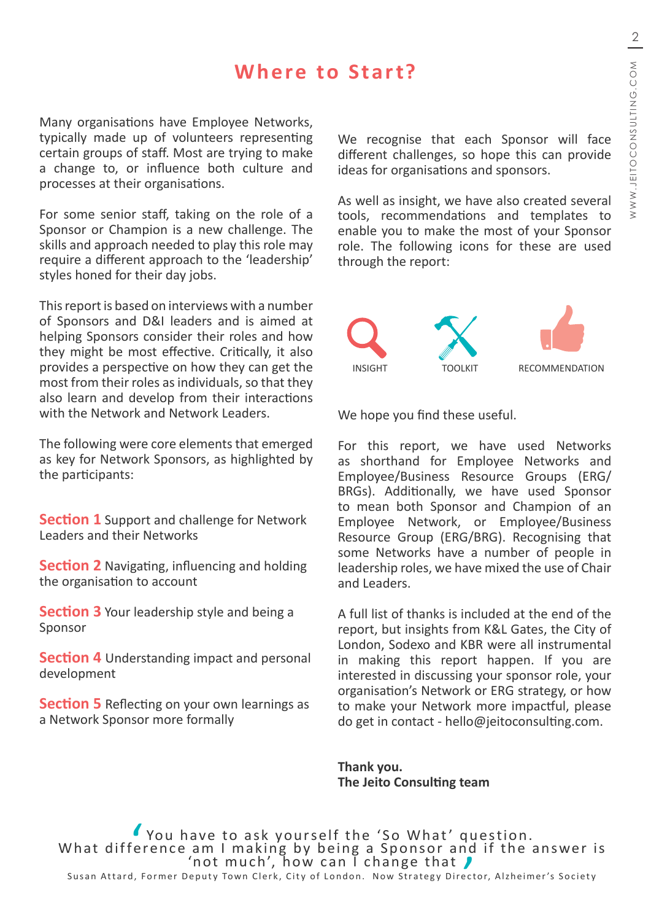# Where to Start?

Many organisations have Employee Networks, typically made up of volunteers representing certain groups of staff. Most are trying to make a change to, or influence both culture and processes at their organisations.

For some senior staff, taking on the role of a Sponsor or Champion is a new challenge. The skills and approach needed to play this role may require a different approach to the 'leadership' styles honed for their day jobs.

This report is based on interviews with a number of Sponsors and D&I leaders and is aimed at helping Sponsors consider their roles and how they might be most effective. Critically, it also provides a perspective on how they can get the most from their roles as individuals, so that they also learn and develop from their interactions with the Network and Network Leaders.

The following were core elements that emerged as key for Network Sponsors, as highlighted by the participants:

**Section 1** Support and challenge for Network Leaders and their Networks

**Section 2** Navigating, influencing and holding the organisation to account

**Section 3** Your leadership style and being a Sponsor

**Section 4** Understanding impact and personal development

**Section 5** Reflecting on your own learnings as a Network Sponsor more formally

We recognise that each Sponsor will face different challenges, so hope this can provide ideas for organisations and sponsors.

As well as insight, we have also created several tools, recommendations and templates to enable you to make the most of your Sponsor role. The following icons for these are used through the report:

INSIGHT

TOOLKIT

RECOMMENDATION

We hope you find these useful.

For this report, we have used Networks as shorthand for Employee Networks and Employee/Business Resource Groups (ERG/BRGs). Additionally, we have used Sponsor to mean both Sponsor and Champion of an Employee Network, or Employee/Business Resource Group (ERG/BRG). Recognising that some Networks have a number of people in leadership roles, we have mixed the use of Chair and Leaders.

A full list of thanks is included at the end of the report, but insights from K&L Gates, the City of London, Sodexo and KBR were all instrumental in making this report happen. If you are interested in discussing your sponsor role, your organisation's Network or ERG strategy, or how to make your Network more impactful, please do get in contact - hello@jeitoconsulting.com.

**Thank you.**
**The Jeito Consulting team**

> 'You have to ask yourself the 'So What' question. What difference am I making by being a Sponsor and if the answer is 'not much', how can I change that'
>
> Susan Attard, Former Deputy Town Clerk, City of London. Now Strategy Director, Alzheimer's Society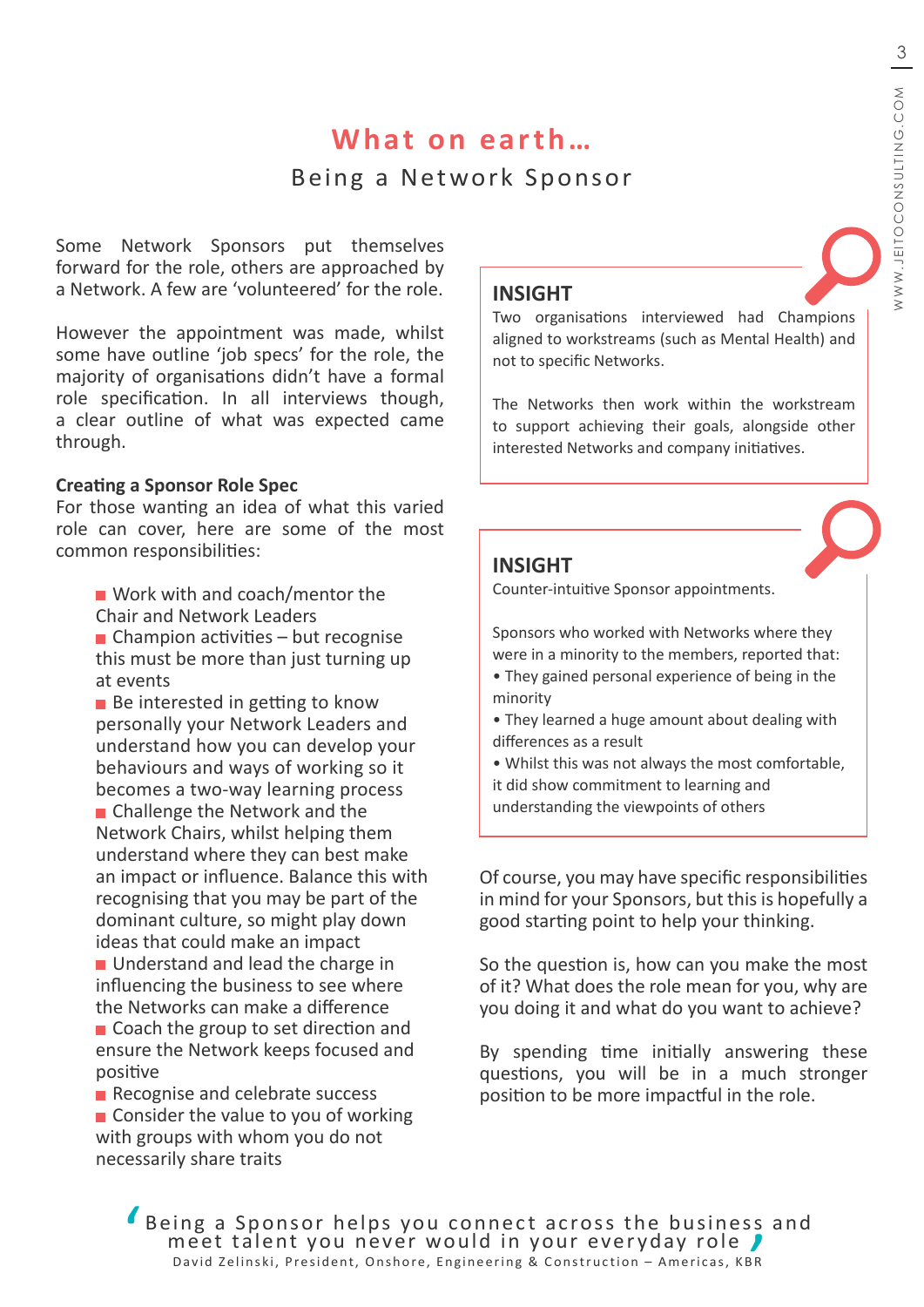# What on earth…

## Being a Network Sponsor

Some Network Sponsors put themselves forward for the role, others are approached by a Network. A few are 'volunteered' for the role.

However the appointment was made, whilst some have outline 'job specs' for the role, the majority of organisations didn't have a formal role specification. In all interviews though, a clear outline of what was expected came through.

**Creating a Sponsor Role Spec**

For those wanting an idea of what this varied role can cover, here are some of the most common responsibilities:

- Work with and coach/mentor the Chair and Network Leaders
- Champion activities – but recognise this must be more than just turning up at events
- Be interested in getting to know personally your Network Leaders and understand how you can develop your behaviours and ways of working so it becomes a two-way learning process
- Challenge the Network and the Network Chairs, whilst helping them understand where they can best make an impact or influence. Balance this with recognising that you may be part of the dominant culture, so might play down ideas that could make an impact
- Understand and lead the charge in influencing the business to see where the Networks can make a difference
- Coach the group to set direction and ensure the Network keeps focused and positive
- Recognise and celebrate success
- Consider the value to you of working with groups with whom you do not necessarily share traits

### INSIGHT

Two organisations interviewed had Champions aligned to workstreams (such as Mental Health) and not to specific Networks.

The Networks then work within the workstream to support achieving their goals, alongside other interested Networks and company initiatives.

### INSIGHT

Counter-intuitive Sponsor appointments.

Sponsors who worked with Networks where they were in a minority to the members, reported that:

- They gained personal experience of being in the minority
- They learned a huge amount about dealing with differences as a result
- Whilst this was not always the most comfortable, it did show commitment to learning and understanding the viewpoints of others

Of course, you may have specific responsibilities in mind for your Sponsors, but this is hopefully a good starting point to help your thinking.

So the question is, how can you make the most of it? What does the role mean for you, why are you doing it and what do you want to achieve?

By spending time initially answering these questions, you will be in a much stronger position to be more impactful in the role.

> 'Being a Sponsor helps you connect across the business and meet talent you never would in your everyday role'
>
> David Zelinski, President, Onshore, Engineering & Construction – Americas, KBR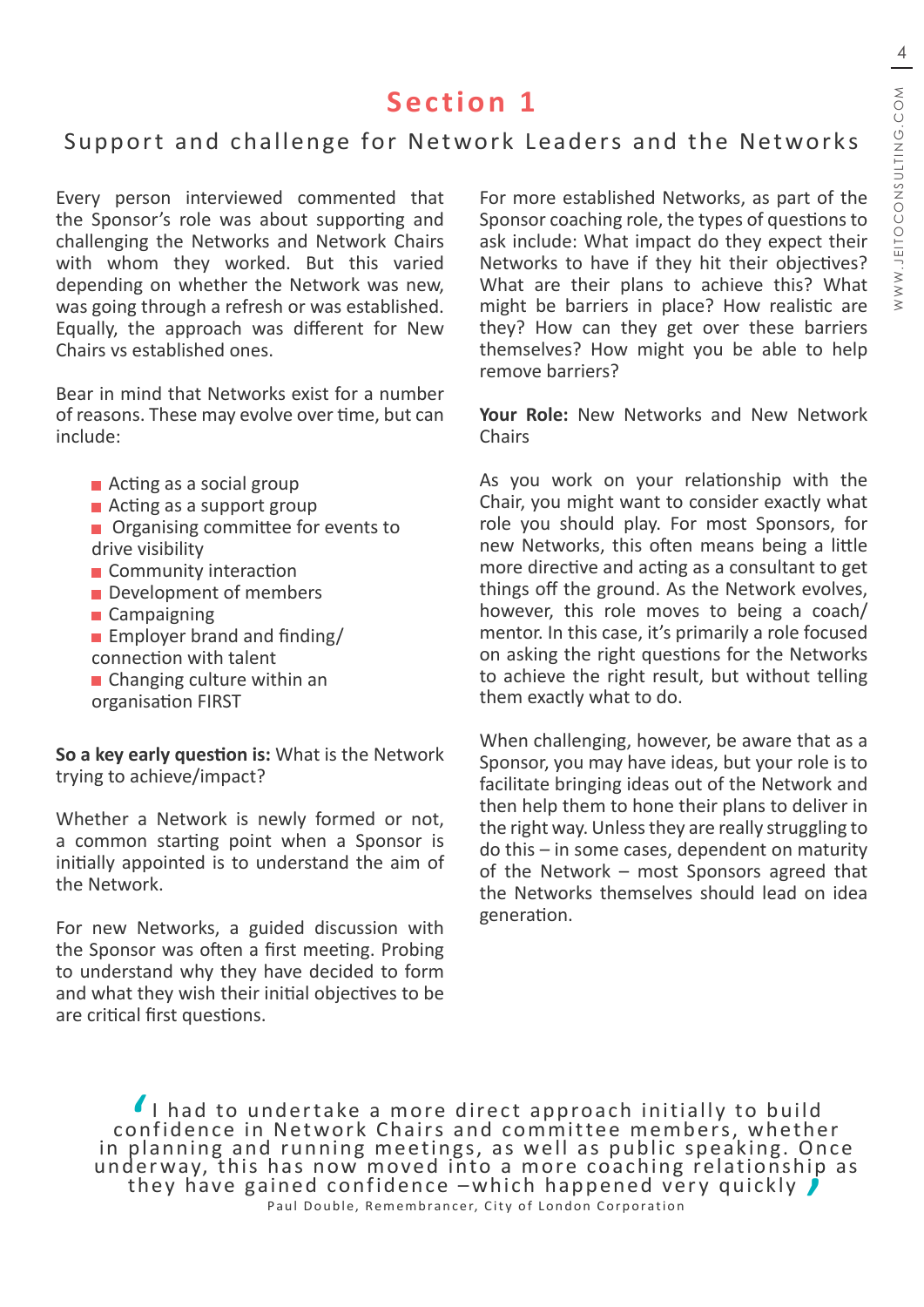# Section 1

## Support and challenge for Network Leaders and the Networks

Every person interviewed commented that the Sponsor's role was about supporting and challenging the Networks and Network Chairs with whom they worked. But this varied depending on whether the Network was new, was going through a refresh or was established. Equally, the approach was different for New Chairs vs established ones.

Bear in mind that Networks exist for a number of reasons. These may evolve over time, but can include:

- Acting as a social group
- Acting as a support group
- Organising committee for events to drive visibility
- Community interaction
- Development of members
- Campaigning
- Employer brand and finding/ connection with talent
- Changing culture within an organisation FIRST

**So a key early question is:** What is the Network trying to achieve/impact?

Whether a Network is newly formed or not, a common starting point when a Sponsor is initially appointed is to understand the aim of the Network.

For new Networks, a guided discussion with the Sponsor was often a first meeting. Probing to understand why they have decided to form and what they wish their initial objectives to be are critical first questions.

For more established Networks, as part of the Sponsor coaching role, the types of questions to ask include: What impact do they expect their Networks to have if they hit their objectives? What are their plans to achieve this? What might be barriers in place? How realistic are they? How can they get over these barriers themselves? How might you be able to help remove barriers?

**Your Role:** New Networks and New Network Chairs

As you work on your relationship with the Chair, you might want to consider exactly what role you should play. For most Sponsors, for new Networks, this often means being a little more directive and acting as a consultant to get things off the ground. As the Network evolves, however, this role moves to being a coach/ mentor. In this case, it's primarily a role focused on asking the right questions for the Networks to achieve the right result, but without telling them exactly what to do.

When challenging, however, be aware that as a Sponsor, you may have ideas, but your role is to facilitate bringing ideas out of the Network and then help them to hone their plans to deliver in the right way. Unless they are really struggling to do this – in some cases, dependent on maturity of the Network – most Sponsors agreed that the Networks themselves should lead on idea generation.

> 'I had to undertake a more direct approach initially to build confidence in Network Chairs and committee members, whether in planning and running meetings, as well as public speaking. Once underway, this has now moved into a more coaching relationship as they have gained confidence –which happened very quickly'
>
> Paul Double, Remembrancer, City of London Corporation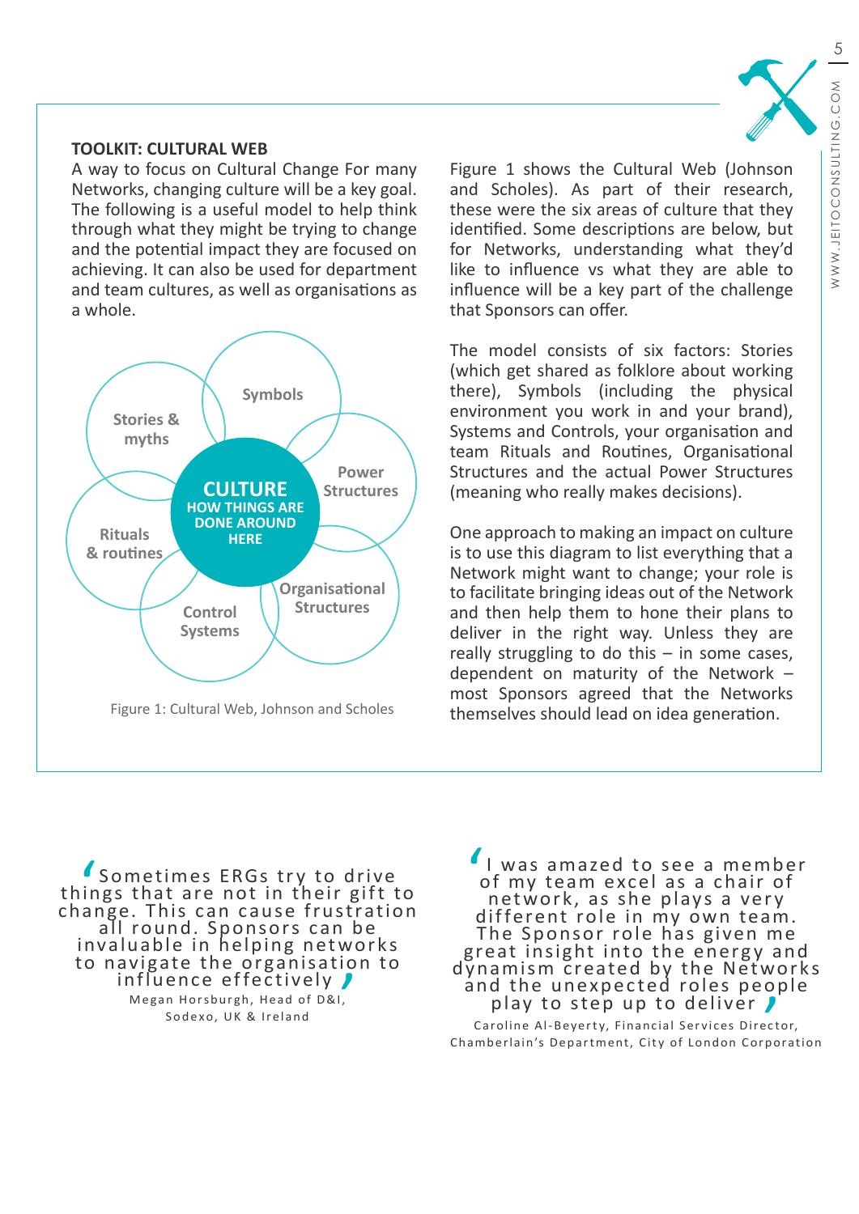## TOOLKIT: CULTURAL WEB

A way to focus on Cultural Change For many Networks, changing culture will be a key goal. The following is a useful model to help think through what they might be trying to change and the potential impact they are focused on achieving. It can also be used for department and team cultures, as well as organisations as a whole.

Figure 1: Cultural Web, Johnson and Scholes

Figure 1 shows the Cultural Web (Johnson and Scholes). As part of their research, these were the six areas of culture that they identified. Some descriptions are below, but for Networks, understanding what they'd like to influence vs what they are able to influence will be a key part of the challenge that Sponsors can offer.

The model consists of six factors: Stories (which get shared as folklore about working there), Symbols (including the physical environment you work in and your brand), Systems and Controls, your organisation and team Rituals and Routines, Organisational Structures and the actual Power Structures (meaning who really makes decisions).

One approach to making an impact on culture is to use this diagram to list everything that a Network might want to change; your role is to facilitate bringing ideas out of the Network and then help them to hone their plans to deliver in the right way. Unless they are really struggling to do this – in some cases, dependent on maturity of the Network – most Sponsors agreed that the Networks themselves should lead on idea generation.

> 'Sometimes ERGs try to drive things that are not in their gift to change. This can cause frustration all round. Sponsors can be invaluable in helping networks to navigate the organisation to influence effectively'
>
> Megan Horsburgh, Head of D&I, Sodexo, UK & Ireland

> 'I was amazed to see a member of my team excel as a chair of network, as she plays a very different role in my own team. The Sponsor role has given me great insight into the energy and dynamism created by the Networks and the unexpected roles people play to step up to deliver'
>
> Caroline Al-Beyerty, Financial Services Director, Chamberlain's Department, City of London Corporation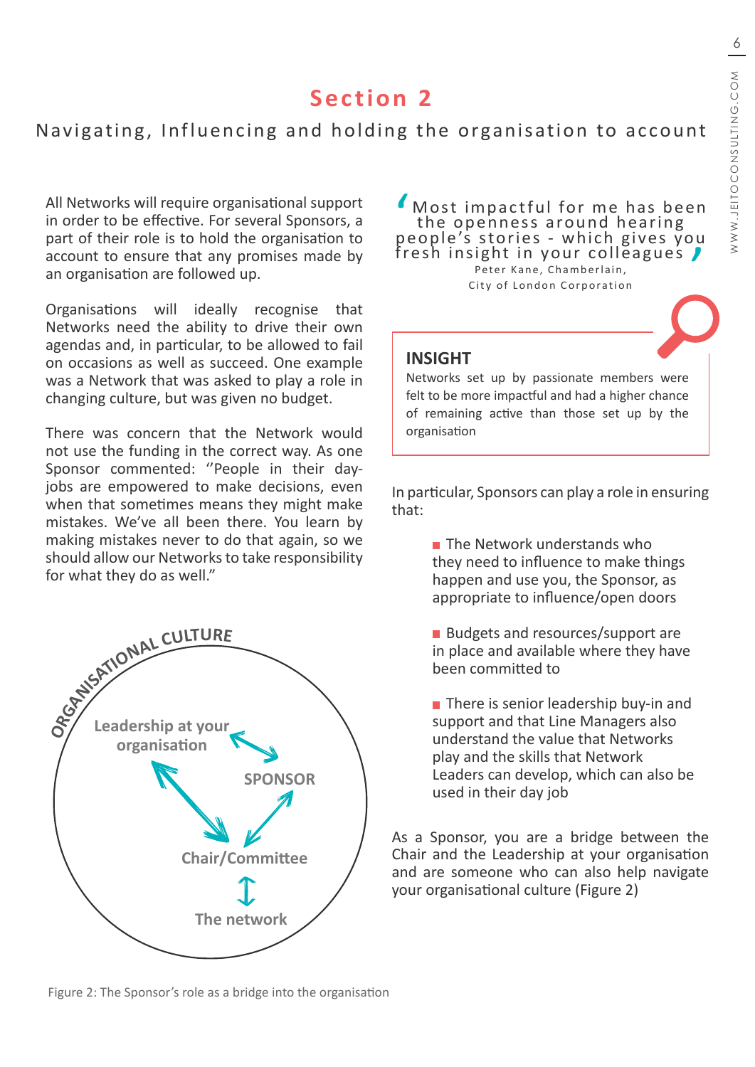# Section 2

## Navigating, Influencing and holding the organisation to account

All Networks will require organisational support in order to be effective. For several Sponsors, a part of their role is to hold the organisation to account to ensure that any promises made by an organisation are followed up.

Organisations will ideally recognise that Networks need the ability to drive their own agendas and, in particular, to be allowed to fail on occasions as well as succeed. One example was a Network that was asked to play a role in changing culture, but was given no budget.

There was concern that the Network would not use the funding in the correct way. As one Sponsor commented: "People in their day-jobs are empowered to make decisions, even when that sometimes means they might make mistakes. We've all been there. You learn by making mistakes never to do that again, so we should allow our Networks to take responsibility for what they do as well."

ORGANISATIONAL CULTURE

Leadership at your organisation

SPONSOR

Chair/Committee

The network

Figure 2: The Sponsor's role as a bridge into the organisation

> Most impactful for me has been the openness around hearing people's stories - which gives you fresh insight in your colleagues
>
> Peter Kane, Chamberlain, City of London Corporation

**INSIGHT**

Networks set up by passionate members were felt to be more impactful and had a higher chance of remaining active than those set up by the organisation

In particular, Sponsors can play a role in ensuring that:

- The Network understands who they need to influence to make things happen and use you, the Sponsor, as appropriate to influence/open doors
- Budgets and resources/support are in place and available where they have been committed to
- There is senior leadership buy-in and support and that Line Managers also understand the value that Networks play and the skills that Network Leaders can develop, which can also be used in their day job

As a Sponsor, you are a bridge between the Chair and the Leadership at your organisation and are someone who can also help navigate your organisational culture (Figure 2)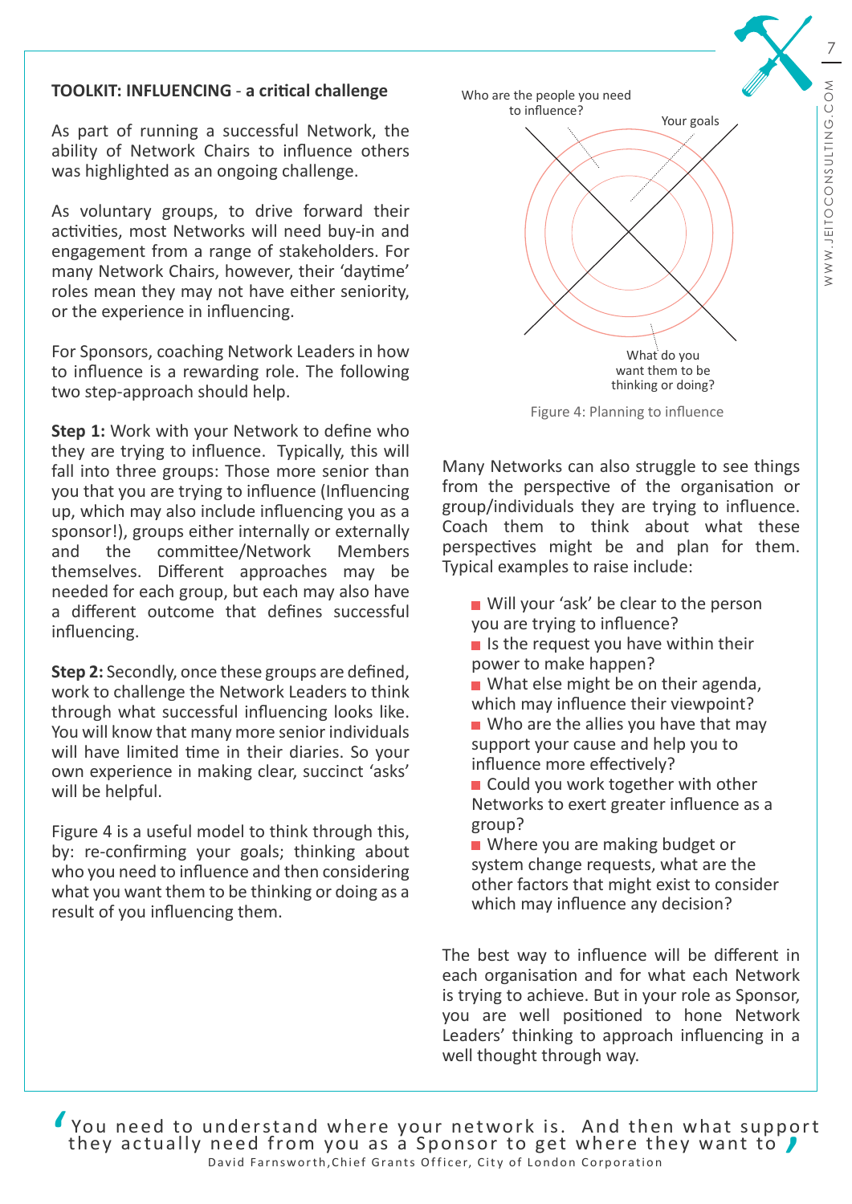**TOOLKIT: INFLUENCING - a critical challenge**

As part of running a successful Network, the ability of Network Chairs to influence others was highlighted as an ongoing challenge.

As voluntary groups, to drive forward their activities, most Networks will need buy-in and engagement from a range of stakeholders. For many Network Chairs, however, their 'daytime' roles mean they may not have either seniority, or the experience in influencing.

For Sponsors, coaching Network Leaders in how to influence is a rewarding role. The following two step-approach should help.

**Step 1:** Work with your Network to define who they are trying to influence. Typically, this will fall into three groups: Those more senior than you that you are trying to influence (Influencing up, which may also include influencing you as a sponsor!), groups either internally or externally and the committee/Network Members themselves. Different approaches may be needed for each group, but each may also have a different outcome that defines successful influencing.

**Step 2:** Secondly, once these groups are defined, work to challenge the Network Leaders to think through what successful influencing looks like. You will know that many more senior individuals will have limited time in their diaries. So your own experience in making clear, succinct 'asks' will be helpful.

Figure 4 is a useful model to think through this, by: re-confirming your goals; thinking about who you need to influence and then considering what you want them to be thinking or doing as a result of you influencing them.

Who are the people you need to influence?

Your goals

What do you want them to be thinking or doing?

Figure 4: Planning to influence

Many Networks can also struggle to see things from the perspective of the organisation or group/individuals they are trying to influence. Coach them to think about what these perspectives might be and plan for them. Typical examples to raise include:

- Will your 'ask' be clear to the person you are trying to influence?
- Is the request you have within their power to make happen?
- What else might be on their agenda, which may influence their viewpoint?
- Who are the allies you have that may support your cause and help you to influence more effectively?
- Could you work together with other Networks to exert greater influence as a group?
- Where you are making budget or system change requests, what are the other factors that might exist to consider which may influence any decision?

The best way to influence will be different in each organisation and for what each Network is trying to achieve. But in your role as Sponsor, you are well positioned to hone Network Leaders' thinking to approach influencing in a well thought through way.

> 'You need to understand where your network is. And then what support they actually need from you as a Sponsor to get where they want to'
>
> David Farnsworth, Chief Grants Officer, City of London Corporation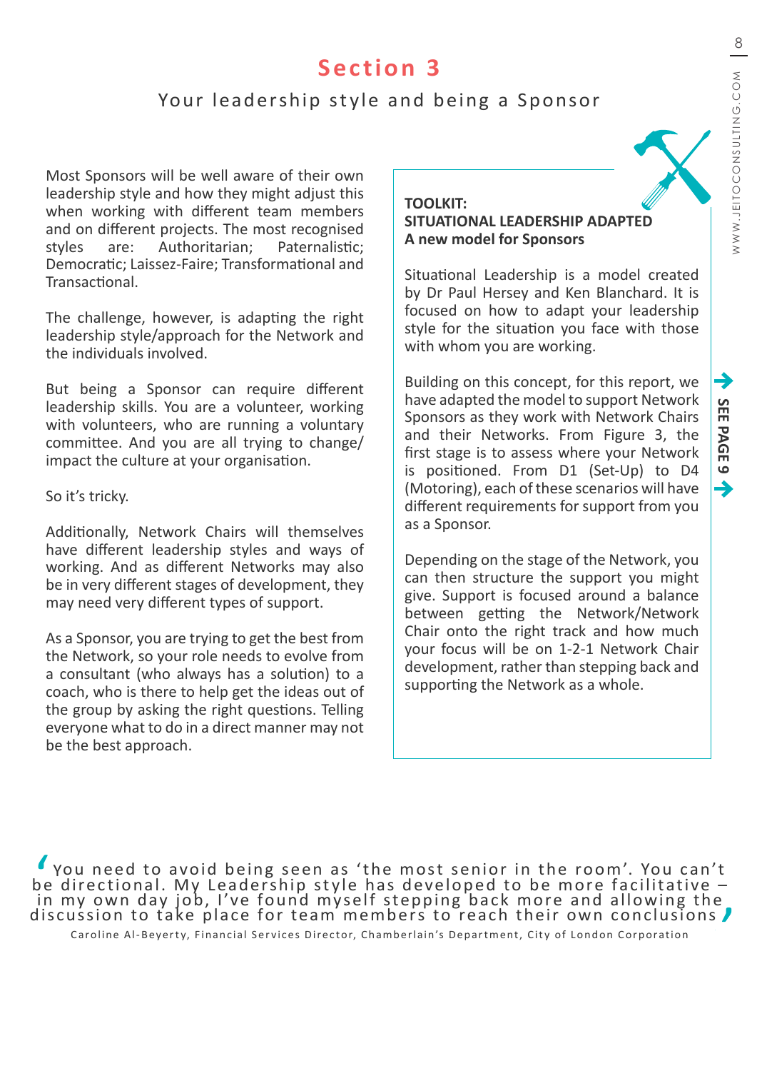# Section 3

## Your leadership style and being a Sponsor

Most Sponsors will be well aware of their own leadership style and how they might adjust this when working with different team members and on different projects. The most recognised styles are: Authoritarian; Paternalistic; Democratic; Laissez-Faire; Transformational and Transactional.

The challenge, however, is adapting the right leadership style/approach for the Network and the individuals involved.

But being a Sponsor can require different leadership skills. You are a volunteer, working with volunteers, who are running a voluntary committee. And you are all trying to change/impact the culture at your organisation.

So it's tricky.

Additionally, Network Chairs will themselves have different leadership styles and ways of working. And as different Networks may also be in very different stages of development, they may need very different types of support.

As a Sponsor, you are trying to get the best from the Network, so your role needs to evolve from a consultant (who always has a solution) to a coach, who is there to help get the ideas out of the group by asking the right questions. Telling everyone what to do in a direct manner may not be the best approach.

**TOOLKIT:**
**SITUATIONAL LEADERSHIP ADAPTED**
**A new model for Sponsors**

Situational Leadership is a model created by Dr Paul Hersey and Ken Blanchard. It is focused on how to adapt your leadership style for the situation you face with those with whom you are working.

Building on this concept, for this report, we have adapted the model to support Network Sponsors as they work with Network Chairs and their Networks. From Figure 3, the first stage is to assess where your Network is positioned. From D1 (Set-Up) to D4 (Motoring), each of these scenarios will have different requirements for support from you as a Sponsor.

Depending on the stage of the Network, you can then structure the support you might give. Support is focused around a balance between getting the Network/Network Chair onto the right track and how much your focus will be on 1-2-1 Network Chair development, rather than stepping back and supporting the Network as a whole.

**SEE PAGE 9** →

> 'You need to avoid being seen as 'the most senior in the room'. You can't be directional. My Leadership style has developed to be more facilitative – in my own day job, I've found myself stepping back more and allowing the discussion to take place for team members to reach their own conclusions'
>
> Caroline Al-Beyerty, Financial Services Director, Chamberlain's Department, City of London Corporation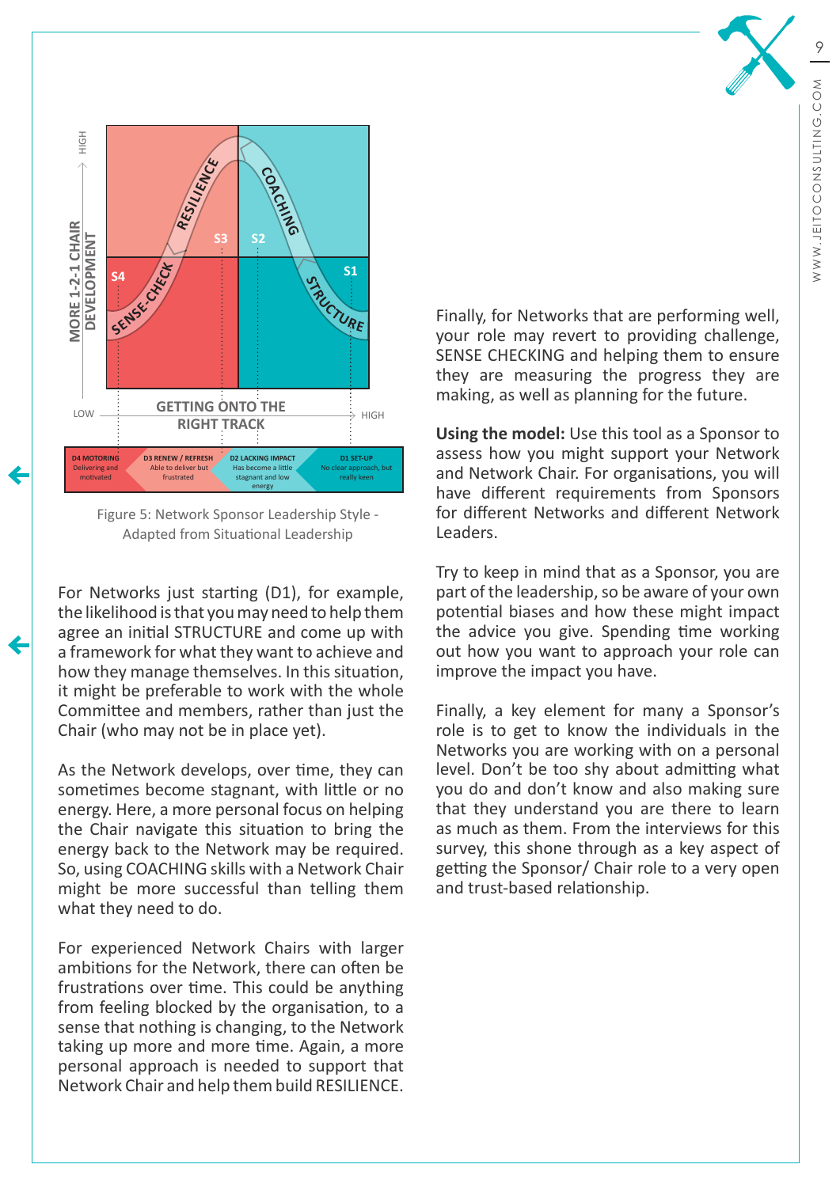| D4 MOTORING | D3 RENEW / REFRESH | D2 LACKING IMPACT | D1 SET-UP |
| --- | --- | --- | --- |
| Delivering and motivated | Able to deliver but frustrated | Has become a little stagnant and low energy | No clear approach, but really keen |

Figure 5: Network Sponsor Leadership Style - Adapted from Situational Leadership

For Networks just starting (D1), for example, the likelihood is that you may need to help them agree an initial STRUCTURE and come up with a framework for what they want to achieve and how they manage themselves. In this situation, it might be preferable to work with the whole Committee and members, rather than just the Chair (who may not be in place yet).

As the Network develops, over time, they can sometimes become stagnant, with little or no energy. Here, a more personal focus on helping the Chair navigate this situation to bring the energy back to the Network may be required. So, using COACHING skills with a Network Chair might be more successful than telling them what they need to do.

For experienced Network Chairs with larger ambitions for the Network, there can often be frustrations over time. This could be anything from feeling blocked by the organisation, to a sense that nothing is changing, to the Network taking up more and more time. Again, a more personal approach is needed to support that Network Chair and help them build RESILIENCE.

Finally, for Networks that are performing well, your role may revert to providing challenge, SENSE CHECKING and helping them to ensure they are measuring the progress they are making, as well as planning for the future.

**Using the model:** Use this tool as a Sponsor to assess how you might support your Network and Network Chair. For organisations, you will have different requirements from Sponsors for different Networks and different Network Leaders.

Try to keep in mind that as a Sponsor, you are part of the leadership, so be aware of your own potential biases and how these might impact the advice you give. Spending time working out how you want to approach your role can improve the impact you have.

Finally, a key element for many a Sponsor's role is to get to know the individuals in the Networks you are working with on a personal level. Don't be too shy about admitting what you do and don't know and also making sure that they understand you are there to learn as much as them. From the interviews for this survey, this shone through as a key aspect of getting the Sponsor/ Chair role to a very open and trust-based relationship.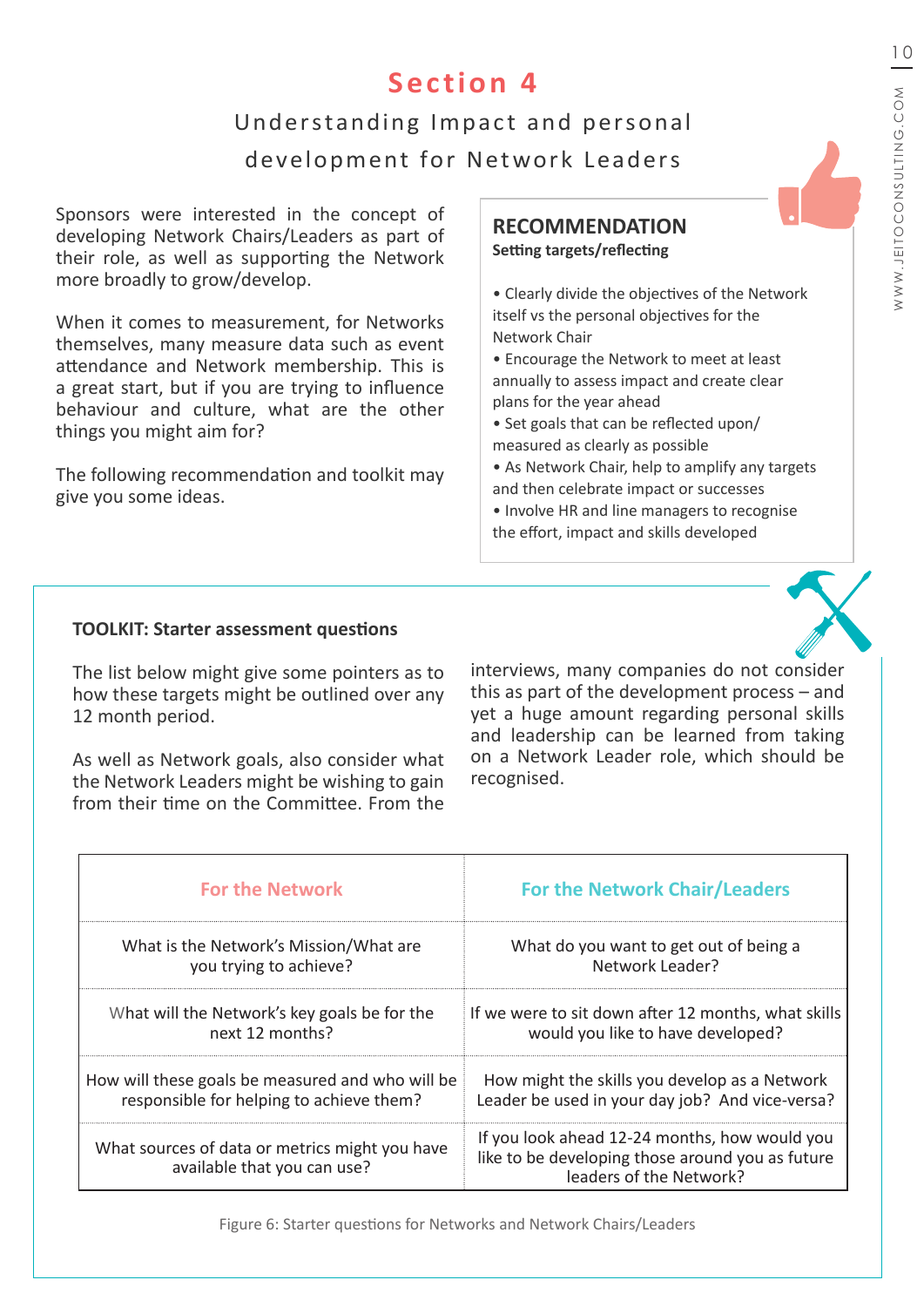# Section 4

## Understanding Impact and personal development for Network Leaders

Sponsors were interested in the concept of developing Network Chairs/Leaders as part of their role, as well as supporting the Network more broadly to grow/develop.

When it comes to measurement, for Networks themselves, many measure data such as event attendance and Network membership. This is a great start, but if you are trying to influence behaviour and culture, what are the other things you might aim for?

The following recommendation and toolkit may give you some ideas.

### RECOMMENDATION

**Setting targets/reflecting**

- Clearly divide the objectives of the Network itself vs the personal objectives for the Network Chair
- Encourage the Network to meet at least annually to assess impact and create clear plans for the year ahead
- Set goals that can be reflected upon/ measured as clearly as possible
- As Network Chair, help to amplify any targets and then celebrate impact or successes
- Involve HR and line managers to recognise the effort, impact and skills developed

### TOOLKIT: Starter assessment questions

The list below might give some pointers as to how these targets might be outlined over any 12 month period.

As well as Network goals, also consider what the Network Leaders might be wishing to gain from their time on the Committee. From the interviews, many companies do not consider this as part of the development process – and yet a huge amount regarding personal skills and leadership can be learned from taking on a Network Leader role, which should be recognised.

| For the Network | For the Network Chair/Leaders |
|---|---|
| What is the Network's Mission/What are you trying to achieve? | What do you want to get out of being a Network Leader? |
| What will the Network's key goals be for the next 12 months? | If we were to sit down after 12 months, what skills would you like to have developed? |
| How will these goals be measured and who will be responsible for helping to achieve them? | How might the skills you develop as a Network Leader be used in your day job? And vice-versa? |
| What sources of data or metrics might you have available that you can use? | If you look ahead 12-24 months, how would you like to be developing those around you as future leaders of the Network? |

Figure 6: Starter questions for Networks and Network Chairs/Leaders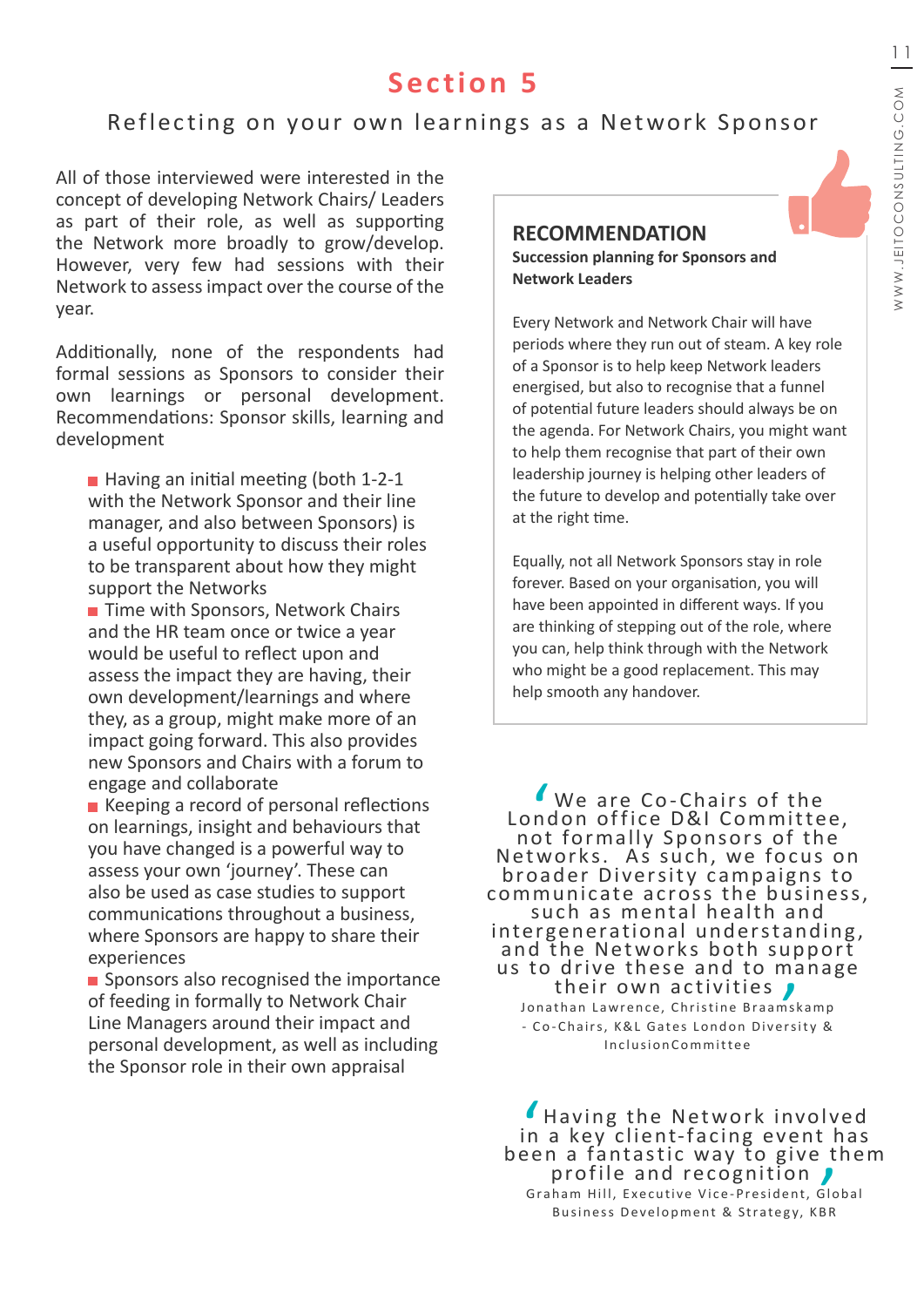# Section 5

## Reflecting on your own learnings as a Network Sponsor

All of those interviewed were interested in the concept of developing Network Chairs/ Leaders as part of their role, as well as supporting the Network more broadly to grow/develop. However, very few had sessions with their Network to assess impact over the course of the year.

Additionally, none of the respondents had formal sessions as Sponsors to consider their own learnings or personal development. Recommendations: Sponsor skills, learning and development

- Having an initial meeting (both 1-2-1 with the Network Sponsor and their line manager, and also between Sponsors) is a useful opportunity to discuss their roles to be transparent about how they might support the Networks
- Time with Sponsors, Network Chairs and the HR team once or twice a year would be useful to reflect upon and assess the impact they are having, their own development/learnings and where they, as a group, might make more of an impact going forward. This also provides new Sponsors and Chairs with a forum to engage and collaborate
- Keeping a record of personal reflections on learnings, insight and behaviours that you have changed is a powerful way to assess your own 'journey'. These can also be used as case studies to support communications throughout a business, where Sponsors are happy to share their experiences
- Sponsors also recognised the importance of feeding in formally to Network Chair Line Managers around their impact and personal development, as well as including the Sponsor role in their own appraisal

### RECOMMENDATION

**Succession planning for Sponsors and Network Leaders**

Every Network and Network Chair will have periods where they run out of steam. A key role of a Sponsor is to help keep Network leaders energised, but also to recognise that a funnel of potential future leaders should always be on the agenda. For Network Chairs, you might want to help them recognise that part of their own leadership journey is helping other leaders of the future to develop and potentially take over at the right time.

Equally, not all Network Sponsors stay in role forever. Based on your organisation, you will have been appointed in different ways. If you are thinking of stepping out of the role, where you can, help think through with the Network who might be a good replacement. This may help smooth any handover.

> 'We are Co-Chairs of the London office D&I Committee, not formally Sponsors of the Networks. As such, we focus on broader Diversity campaigns to communicate across the business, such as mental health and intergenerational understanding, and the Networks both support us to drive these and to manage their own activities'
>
> Jonathan Lawrence, Christine Braamskamp - Co-Chairs, K&L Gates London Diversity & InclusionCommittee

> 'Having the Network involved in a key client-facing event has been a fantastic way to give them profile and recognition'
>
> Graham Hill, Executive Vice-President, Global Business Development & Strategy, KBR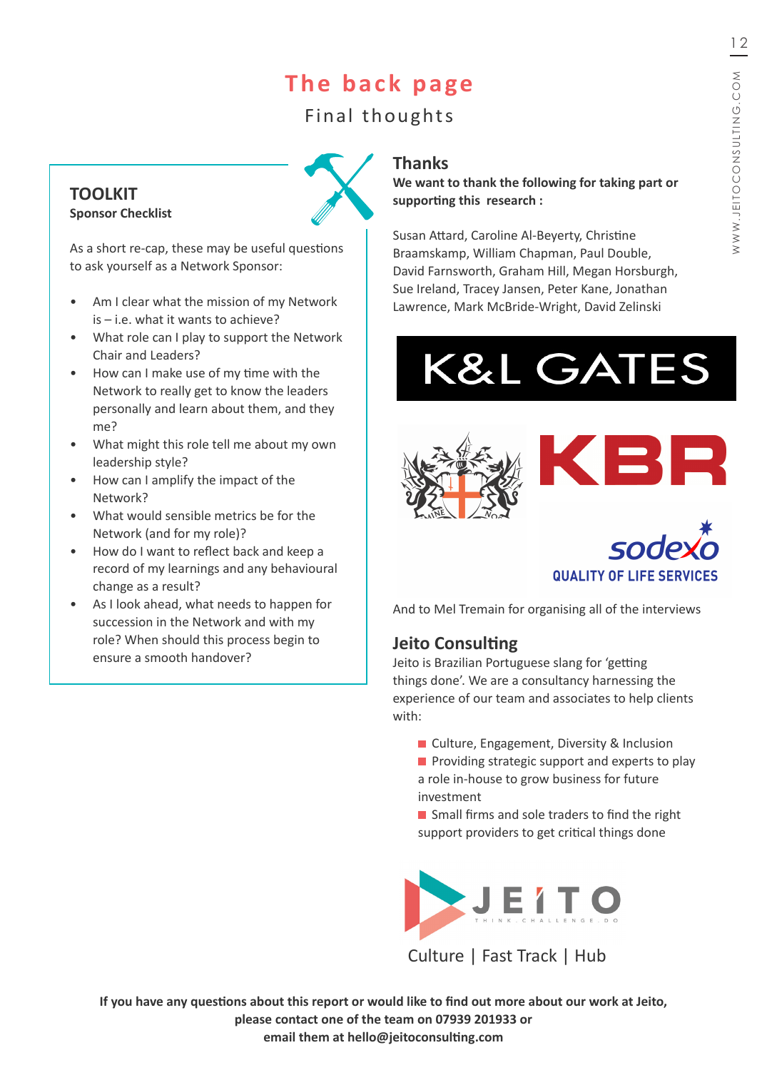# The back page

## Final thoughts

### TOOLKIT

**Sponsor Checklist**

As a short re-cap, these may be useful questions to ask yourself as a Network Sponsor:

- Am I clear what the mission of my Network is – i.e. what it wants to achieve?
- What role can I play to support the Network Chair and Leaders?
- How can I make use of my time with the Network to really get to know the leaders personally and learn about them, and they me?
- What might this role tell me about my own leadership style?
- How can I amplify the impact of the Network?
- What would sensible metrics be for the Network (and for my role)?
- How do I want to reflect back and keep a record of my learnings and any behavioural change as a result?
- As I look ahead, what needs to happen for succession in the Network and with my role? When should this process begin to ensure a smooth handover?

### Thanks

**We want to thank the following for taking part or supporting this research :**

Susan Attard, Caroline Al-Beyerty, Christine Braamskamp, William Chapman, Paul Double, David Farnsworth, Graham Hill, Megan Horsburgh, Sue Ireland, Tracey Jansen, Peter Kane, Jonathan Lawrence, Mark McBride-Wright, David Zelinski

K&L GATES

KBR

sodexo
QUALITY OF LIFE SERVICES

And to Mel Tremain for organising all of the interviews

### Jeito Consulting

Jeito is Brazilian Portuguese slang for 'getting things done'. We are a consultancy harnessing the experience of our team and associates to help clients with:

- Culture, Engagement, Diversity & Inclusion
- Providing strategic support and experts to play a role in-house to grow business for future investment
- Small firms and sole traders to find the right support providers to get critical things done

JEITO
THINK . CHALLENGE . DO

Culture | Fast Track | Hub

**If you have any questions about this report or would like to find out more about our work at Jeito, please contact one of the team on 07939 201933 or email them at hello@jeitoconsulting.com**